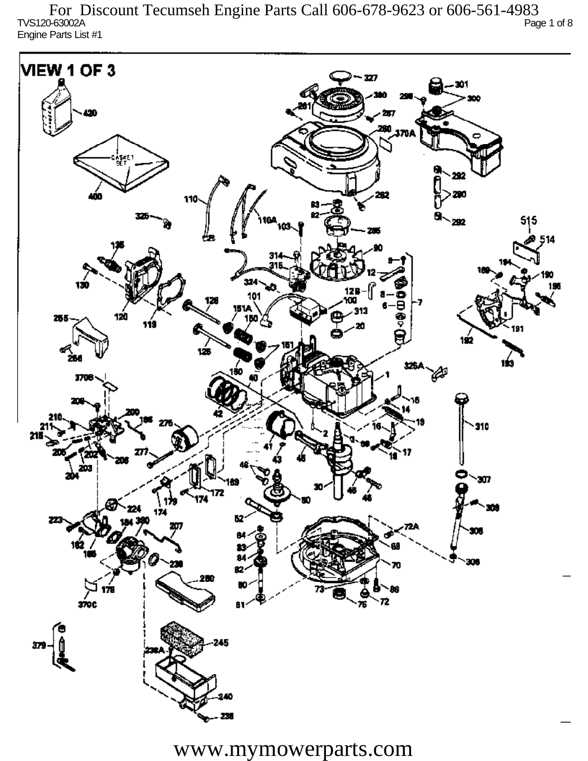TVS120-63002A

Engine Parts List #1

# VIEW 1 OF 3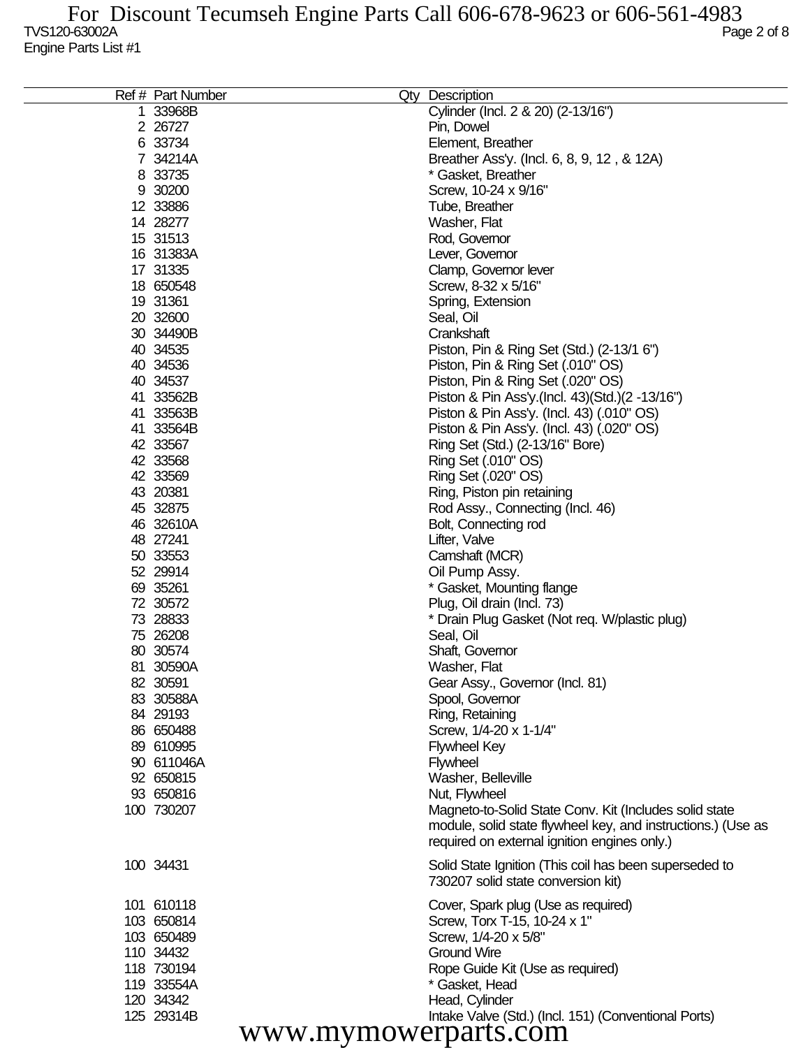| Ref # | Part Number | Qty | Description |
|---|---|---|---|
| 1 | 33968B | | Cylinder (Incl. 2 & 20) (2-13/16") |
| 2 | 26727 | | Pin, Dowel |
| 6 | 33734 | | Element, Breather |
| 7 | 34214A | | Breather Ass'y. (Incl. 6, 8, 9, 12 , & 12A) |
| 8 | 33735 | | * Gasket, Breather |
| 9 | 30200 | | Screw, 10-24 x 9/16" |
| 12 | 33886 | | Tube, Breather |
| 14 | 28277 | | Washer, Flat |
| 15 | 31513 | | Rod, Governor |
| 16 | 31383A | | Lever, Governor |
| 17 | 31335 | | Clamp, Governor lever |
| 18 | 650548 | | Screw, 8-32 x 5/16" |
| 19 | 31361 | | Spring, Extension |
| 20 | 32600 | | Seal, Oil |
| 30 | 34490B | | Crankshaft |
| 40 | 34535 | | Piston, Pin & Ring Set (Std.) (2-13/1 6") |
| 40 | 34536 | | Piston, Pin & Ring Set (.010" OS) |
| 40 | 34537 | | Piston, Pin & Ring Set (.020" OS) |
| 41 | 33562B | | Piston & Pin Ass'y.(Incl. 43)(Std.)(2 -13/16") |
| 41 | 33563B | | Piston & Pin Ass'y. (Incl. 43) (.010" OS) |
| 41 | 33564B | | Piston & Pin Ass'y. (Incl. 43) (.020" OS) |
| 42 | 33567 | | Ring Set (Std.) (2-13/16" Bore) |
| 42 | 33568 | | Ring Set (.010" OS) |
| 42 | 33569 | | Ring Set (.020" OS) |
| 43 | 20381 | | Ring, Piston pin retaining |
| 45 | 32875 | | Rod Assy., Connecting (Incl. 46) |
| 46 | 32610A | | Bolt, Connecting rod |
| 48 | 27241 | | Lifter, Valve |
| 50 | 33553 | | Camshaft (MCR) |
| 52 | 29914 | | Oil Pump Assy. |
| 69 | 35261 | | * Gasket, Mounting flange |
| 72 | 30572 | | Plug, Oil drain (Incl. 73) |
| 73 | 28833 | | * Drain Plug Gasket (Not req. W/plastic plug) |
| 75 | 26208 | | Seal, Oil |
| 80 | 30574 | | Shaft, Governor |
| 81 | 30590A | | Washer, Flat |
| 82 | 30591 | | Gear Assy., Governor (Incl. 81) |
| 83 | 30588A | | Spool, Governor |
| 84 | 29193 | | Ring, Retaining |
| 86 | 650488 | | Screw, 1/4-20 x 1-1/4" |
| 89 | 610995 | | Flywheel Key |
| 90 | 611046A | | Flywheel |
| 92 | 650815 | | Washer, Belleville |
| 93 | 650816 | | Nut, Flywheel |
| 100 | 730207 | | Magneto-to-Solid State Conv. Kit (Includes solid state module, solid state flywheel key, and instructions.) (Use as required on external ignition engines only.) |
| 100 | 34431 | | Solid State Ignition (This coil has been superseded to 730207 solid state conversion kit) |
| 101 | 610118 | | Cover, Spark plug (Use as required) |
| 103 | 650814 | | Screw, Torx T-15, 10-24 x 1" |
| 103 | 650489 | | Screw, 1/4-20 x 5/8" |
| 110 | 34432 | | Ground Wire |
| 118 | 730194 | | Rope Guide Kit (Use as required) |
| 119 | 33554A | | * Gasket, Head |
| 120 | 34342 | | Head, Cylinder |
| 125 | 29314B | | Intake Valve (Std.) (Incl. 151) (Conventional Ports) |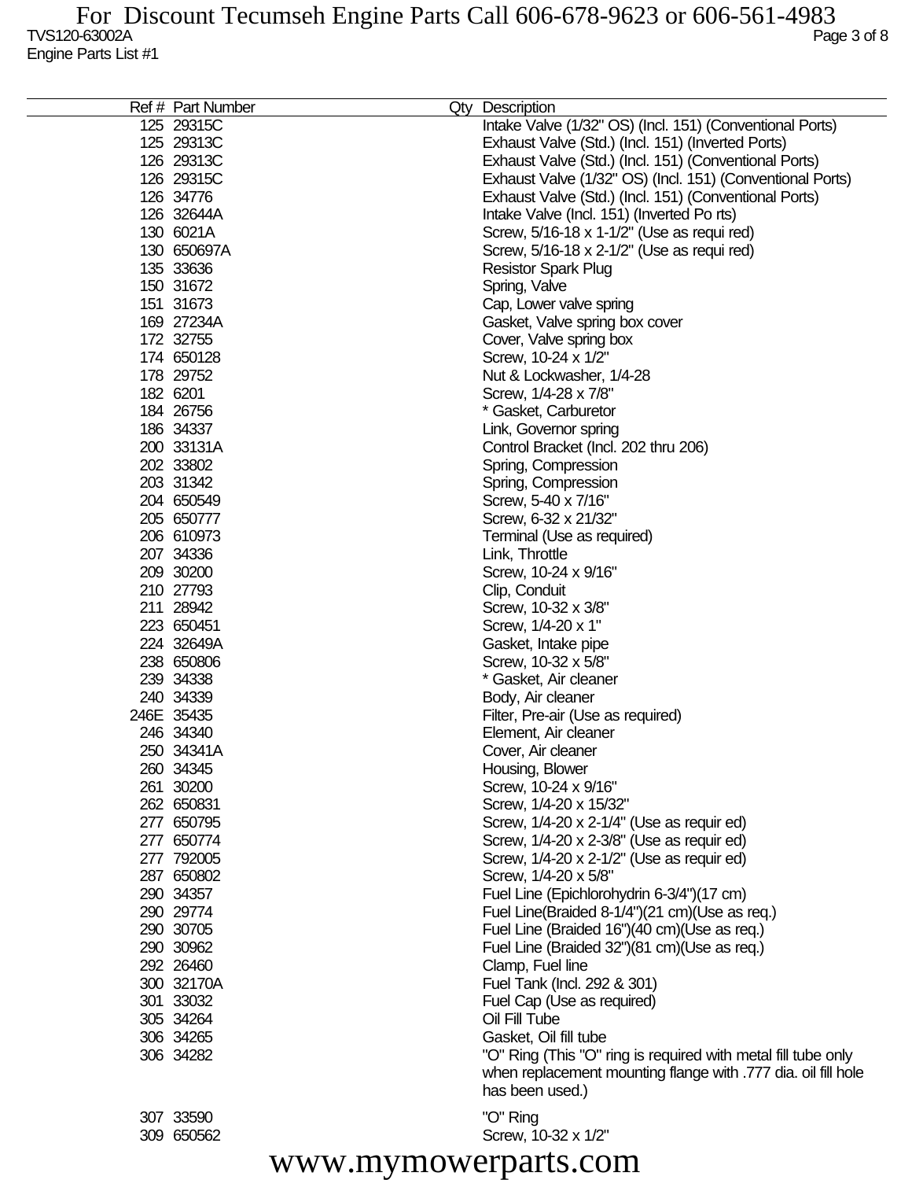| Ref # | Part Number | Qty | Description |
|---|---|---|---|
| 125 | 29315C | | Intake Valve (1/32" OS) (Incl. 151) (Conventional Ports) |
| 125 | 29313C | | Exhaust Valve (Std.) (Incl. 151) (Inverted Ports) |
| 126 | 29313C | | Exhaust Valve (Std.) (Incl. 151) (Conventional Ports) |
| 126 | 29315C | | Exhaust Valve (1/32" OS) (Incl. 151) (Conventional Ports) |
| 126 | 34776 | | Exhaust Valve (Std.) (Incl. 151) (Conventional Ports) |
| 126 | 32644A | | Intake Valve (Incl. 151) (Inverted Po rts) |
| 130 | 6021A | | Screw, 5/16-18 x 1-1/2" (Use as requi red) |
| 130 | 650697A | | Screw, 5/16-18 x 2-1/2" (Use as requi red) |
| 135 | 33636 | | Resistor Spark Plug |
| 150 | 31672 | | Spring, Valve |
| 151 | 31673 | | Cap, Lower valve spring |
| 169 | 27234A | | Gasket, Valve spring box cover |
| 172 | 32755 | | Cover, Valve spring box |
| 174 | 650128 | | Screw, 10-24 x 1/2" |
| 178 | 29752 | | Nut & Lockwasher, 1/4-28 |
| 182 | 6201 | | Screw, 1/4-28 x 7/8" |
| 184 | 26756 | | * Gasket, Carburetor |
| 186 | 34337 | | Link, Governor spring |
| 200 | 33131A | | Control Bracket (Incl. 202 thru 206) |
| 202 | 33802 | | Spring, Compression |
| 203 | 31342 | | Spring, Compression |
| 204 | 650549 | | Screw, 5-40 x 7/16" |
| 205 | 650777 | | Screw, 6-32 x 21/32" |
| 206 | 610973 | | Terminal (Use as required) |
| 207 | 34336 | | Link, Throttle |
| 209 | 30200 | | Screw, 10-24 x 9/16" |
| 210 | 27793 | | Clip, Conduit |
| 211 | 28942 | | Screw, 10-32 x 3/8" |
| 223 | 650451 | | Screw, 1/4-20 x 1" |
| 224 | 32649A | | Gasket, Intake pipe |
| 238 | 650806 | | Screw, 10-32 x 5/8" |
| 239 | 34338 | | * Gasket, Air cleaner |
| 240 | 34339 | | Body, Air cleaner |
| 246E | 35435 | | Filter, Pre-air (Use as required) |
| 246 | 34340 | | Element, Air cleaner |
| 250 | 34341A | | Cover, Air cleaner |
| 260 | 34345 | | Housing, Blower |
| 261 | 30200 | | Screw, 10-24 x 9/16" |
| 262 | 650831 | | Screw, 1/4-20 x 15/32" |
| 277 | 650795 | | Screw, 1/4-20 x 2-1/4" (Use as requir ed) |
| 277 | 650774 | | Screw, 1/4-20 x 2-3/8" (Use as requir ed) |
| 277 | 792005 | | Screw, 1/4-20 x 2-1/2" (Use as requir ed) |
| 287 | 650802 | | Screw, 1/4-20 x 5/8" |
| 290 | 34357 | | Fuel Line (Epichlorohydrin 6-3/4")(17 cm) |
| 290 | 29774 | | Fuel Line(Braided 8-1/4")(21 cm)(Use as req.) |
| 290 | 30705 | | Fuel Line (Braided 16")(40 cm)(Use as req.) |
| 290 | 30962 | | Fuel Line (Braided 32")(81 cm)(Use as req.) |
| 292 | 26460 | | Clamp, Fuel line |
| 300 | 32170A | | Fuel Tank (Incl. 292 & 301) |
| 301 | 33032 | | Fuel Cap (Use as required) |
| 305 | 34264 | | Oil Fill Tube |
| 306 | 34265 | | Gasket, Oil fill tube |
| 306 | 34282 | | "O" Ring (This "O" ring is required with metal fill tube only when replacement mounting flange with .777 dia. oil fill hole has been used.) |
| 307 | 33590 | | "O" Ring |
| 309 | 650562 | | Screw, 10-32 x 1/2" |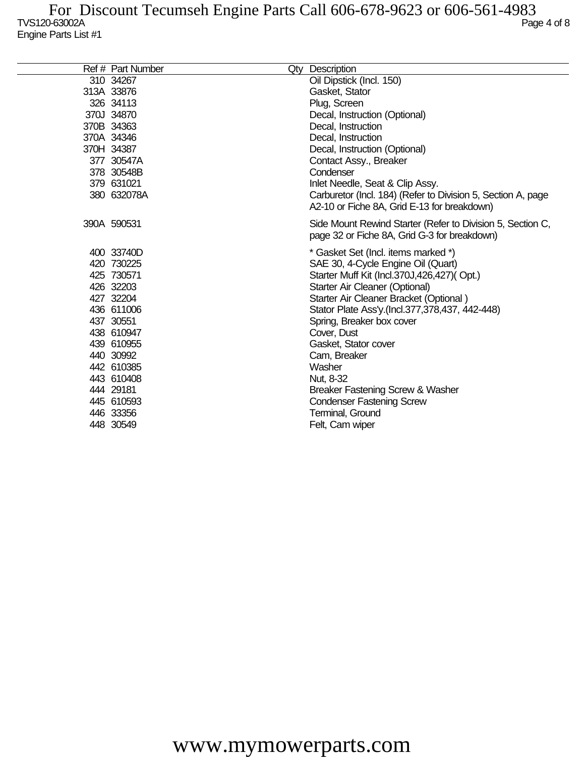| Ref # | Part Number | Qty | Description |
|---|---|---|---|
| 310 | 34267 | | Oil Dipstick (Incl. 150) |
| 313A | 33876 | | Gasket, Stator |
| 326 | 34113 | | Plug, Screen |
| 370J | 34870 | | Decal, Instruction (Optional) |
| 370B | 34363 | | Decal, Instruction |
| 370A | 34346 | | Decal, Instruction |
| 370H | 34387 | | Decal, Instruction (Optional) |
| 377 | 30547A | | Contact Assy., Breaker |
| 378 | 30548B | | Condenser |
| 379 | 631021 | | Inlet Needle, Seat & Clip Assy. |
| 380 | 632078A | | Carburetor (Incl. 184) (Refer to Division 5, Section A, page A2-10 or Fiche 8A, Grid E-13 for breakdown) |
| 390A | 590531 | | Side Mount Rewind Starter (Refer to Division 5, Section C, page 32 or Fiche 8A, Grid G-3 for breakdown) |
| 400 | 33740D | | * Gasket Set (Incl. items marked *) |
| 420 | 730225 | | SAE 30, 4-Cycle Engine Oil (Quart) |
| 425 | 730571 | | Starter Muff Kit (Incl.370J,426,427)( Opt.) |
| 426 | 32203 | | Starter Air Cleaner (Optional) |
| 427 | 32204 | | Starter Air Cleaner Bracket (Optional ) |
| 436 | 611006 | | Stator Plate Ass'y.(Incl.377,378,437, 442-448) |
| 437 | 30551 | | Spring, Breaker box cover |
| 438 | 610947 | | Cover, Dust |
| 439 | 610955 | | Gasket, Stator cover |
| 440 | 30992 | | Cam, Breaker |
| 442 | 610385 | | Washer |
| 443 | 610408 | | Nut, 8-32 |
| 444 | 29181 | | Breaker Fastening Screw & Washer |
| 445 | 610593 | | Condenser Fastening Screw |
| 446 | 33356 | | Terminal, Ground |
| 448 | 30549 | | Felt, Cam wiper |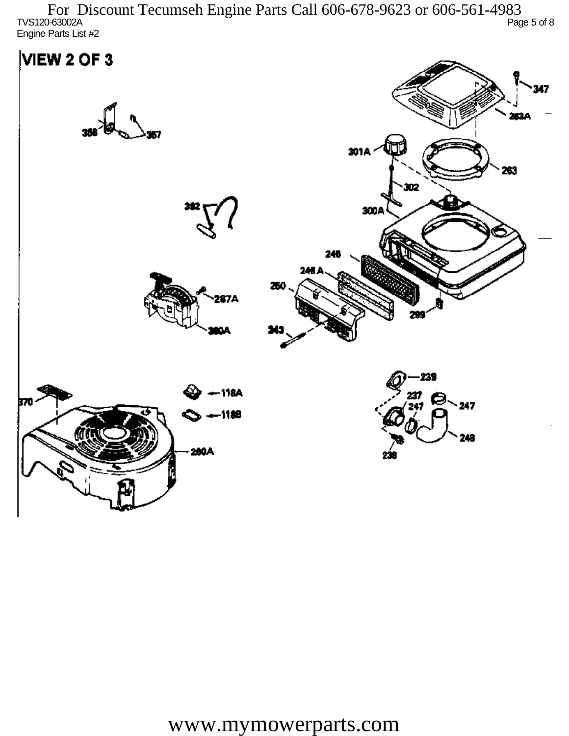For Discount Tecumseh Engine Parts Call 606-678-9623 or 606-561-4983

TVS120-63002A

Engine Parts List #2

# VIEW 2 OF 3

347
263A
301A
263
302
300A
356
357
392
245
245 A
250
287A
299
260A
243
239
118A
118B
237
247
247
248
238
370
260A

www.mymowerparts.com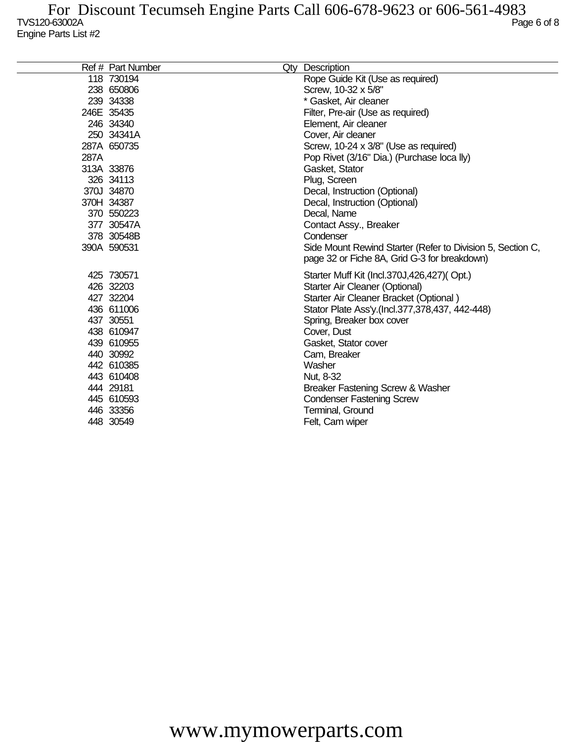For Discount Tecumseh Engine Parts Call 606-678-9623 or 606-561-4983

TVS120-63002A

Engine Parts List #2

| Ref # | Part Number | Qty | Description |
|---|---|---|---|
| 118 | 730194 | | Rope Guide Kit (Use as required) |
| 238 | 650806 | | Screw, 10-32 x 5/8" |
| 239 | 34338 | | * Gasket, Air cleaner |
| 246E | 35435 | | Filter, Pre-air (Use as required) |
| 246 | 34340 | | Element, Air cleaner |
| 250 | 34341A | | Cover, Air cleaner |
| 287A | 650735 | | Screw, 10-24 x 3/8" (Use as required) |
| 287A | | | Pop Rivet (3/16" Dia.) (Purchase loca lly) |
| 313A | 33876 | | Gasket, Stator |
| 326 | 34113 | | Plug, Screen |
| 370J | 34870 | | Decal, Instruction (Optional) |
| 370H | 34387 | | Decal, Instruction (Optional) |
| 370 | 550223 | | Decal, Name |
| 377 | 30547A | | Contact Assy., Breaker |
| 378 | 30548B | | Condenser |
| 390A | 590531 | | Side Mount Rewind Starter (Refer to Division 5, Section C, page 32 or Fiche 8A, Grid G-3 for breakdown) |
| 425 | 730571 | | Starter Muff Kit (Incl.370J,426,427)( Opt.) |
| 426 | 32203 | | Starter Air Cleaner (Optional) |
| 427 | 32204 | | Starter Air Cleaner Bracket (Optional ) |
| 436 | 611006 | | Stator Plate Ass'y.(Incl.377,378,437, 442-448) |
| 437 | 30551 | | Spring, Breaker box cover |
| 438 | 610947 | | Cover, Dust |
| 439 | 610955 | | Gasket, Stator cover |
| 440 | 30992 | | Cam, Breaker |
| 442 | 610385 | | Washer |
| 443 | 610408 | | Nut, 8-32 |
| 444 | 29181 | | Breaker Fastening Screw & Washer |
| 445 | 610593 | | Condenser Fastening Screw |
| 446 | 33356 | | Terminal, Ground |
| 448 | 30549 | | Felt, Cam wiper |

www.mymowerparts.com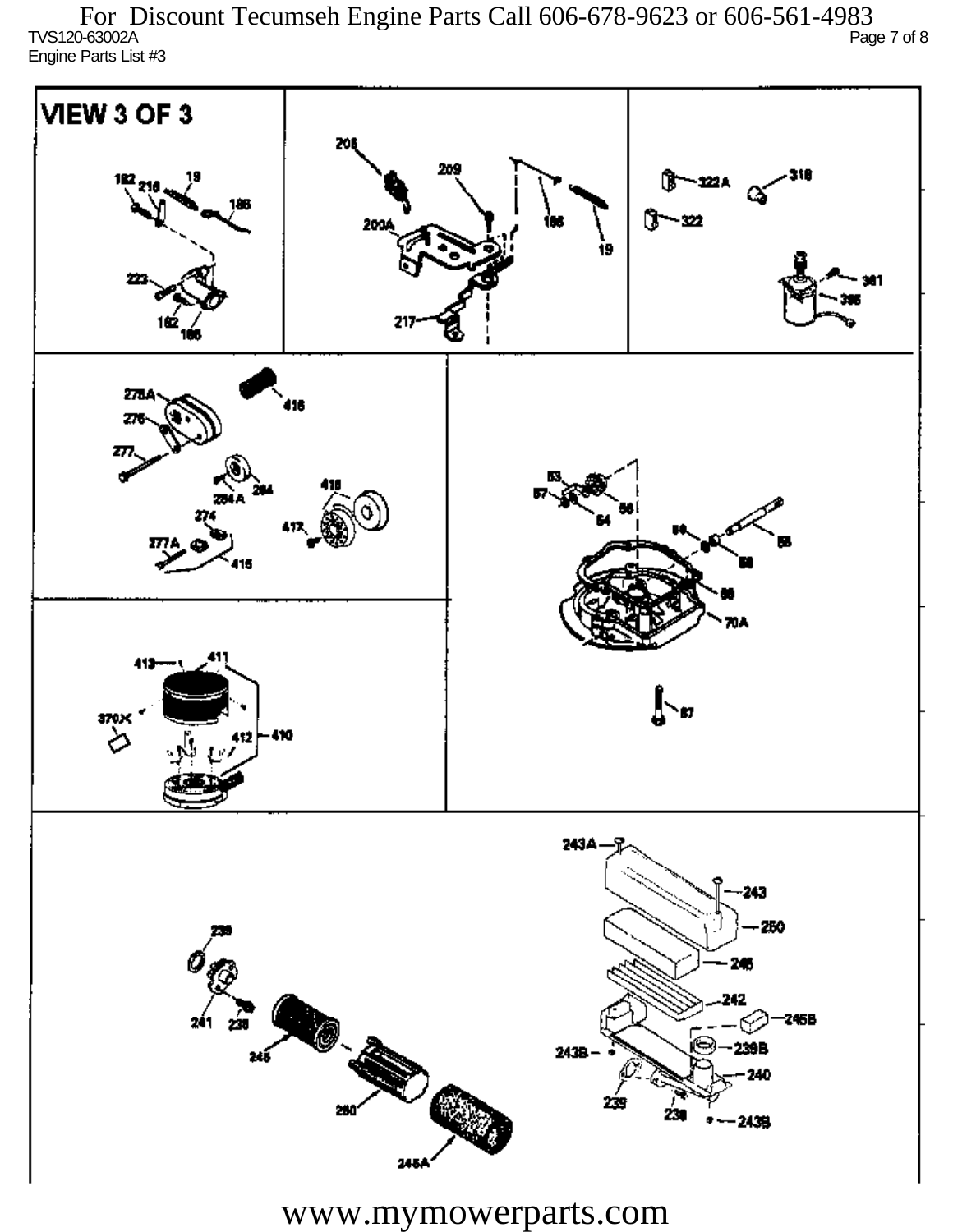For Discount Tecumseh Engine Parts Call 606-678-9623 or 606-561-4983

TVS120-63002A

Engine Parts List #3

VIEW 3 OF 3

www.mymowerparts.com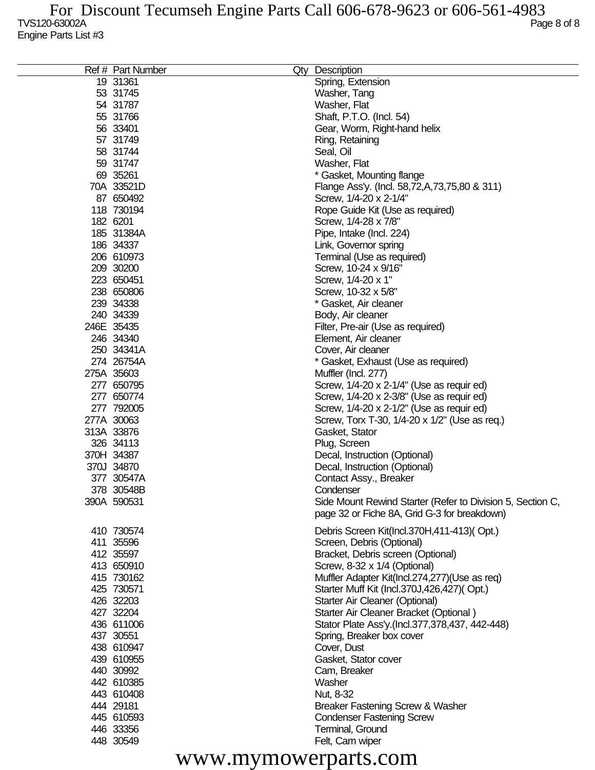For Discount Tecumseh Engine Parts Call 606-678-9623 or 606-561-4983

TVS120-63002A

Engine Parts List #3

| Ref # | Part Number | Qty | Description |
|---|---|---|---|
| 19 | 31361 | | Spring, Extension |
| 53 | 31745 | | Washer, Tang |
| 54 | 31787 | | Washer, Flat |
| 55 | 31766 | | Shaft, P.T.O. (Incl. 54) |
| 56 | 33401 | | Gear, Worm, Right-hand helix |
| 57 | 31749 | | Ring, Retaining |
| 58 | 31744 | | Seal, Oil |
| 59 | 31747 | | Washer, Flat |
| 69 | 35261 | | * Gasket, Mounting flange |
| 70A | 33521D | | Flange Ass'y. (Incl. 58,72,A,73,75,80 & 311) |
| 87 | 650492 | | Screw, 1/4-20 x 2-1/4" |
| 118 | 730194 | | Rope Guide Kit (Use as required) |
| 182 | 6201 | | Screw, 1/4-28 x 7/8" |
| 185 | 31384A | | Pipe, Intake (Incl. 224) |
| 186 | 34337 | | Link, Governor spring |
| 206 | 610973 | | Terminal (Use as required) |
| 209 | 30200 | | Screw, 10-24 x 9/16" |
| 223 | 650451 | | Screw, 1/4-20 x 1" |
| 238 | 650806 | | Screw, 10-32 x 5/8" |
| 239 | 34338 | | * Gasket, Air cleaner |
| 240 | 34339 | | Body, Air cleaner |
| 246E | 35435 | | Filter, Pre-air (Use as required) |
| 246 | 34340 | | Element, Air cleaner |
| 250 | 34341A | | Cover, Air cleaner |
| 274 | 26754A | | * Gasket, Exhaust (Use as required) |
| 275A | 35603 | | Muffler (Incl. 277) |
| 277 | 650795 | | Screw, 1/4-20 x 2-1/4" (Use as requir ed) |
| 277 | 650774 | | Screw, 1/4-20 x 2-3/8" (Use as requir ed) |
| 277 | 792005 | | Screw, 1/4-20 x 2-1/2" (Use as requir ed) |
| 277A | 30063 | | Screw, Torx T-30, 1/4-20 x 1/2" (Use as req.) |
| 313A | 33876 | | Gasket, Stator |
| 326 | 34113 | | Plug, Screen |
| 370H | 34387 | | Decal, Instruction (Optional) |
| 370J | 34870 | | Decal, Instruction (Optional) |
| 377 | 30547A | | Contact Assy., Breaker |
| 378 | 30548B | | Condenser |
| 390A | 590531 | | Side Mount Rewind Starter (Refer to Division 5, Section C, page 32 or Fiche 8A, Grid G-3 for breakdown) |
| 410 | 730574 | | Debris Screen Kit(Incl.370H,411-413)( Opt.) |
| 411 | 35596 | | Screen, Debris (Optional) |
| 412 | 35597 | | Bracket, Debris screen (Optional) |
| 413 | 650910 | | Screw, 8-32 x 1/4 (Optional) |
| 415 | 730162 | | Muffler Adapter Kit(Incl.274,277)(Use as req) |
| 425 | 730571 | | Starter Muff Kit (Incl.370J,426,427)( Opt.) |
| 426 | 32203 | | Starter Air Cleaner (Optional) |
| 427 | 32204 | | Starter Air Cleaner Bracket (Optional ) |
| 436 | 611006 | | Stator Plate Ass'y.(Incl.377,378,437, 442-448) |
| 437 | 30551 | | Spring, Breaker box cover |
| 438 | 610947 | | Cover, Dust |
| 439 | 610955 | | Gasket, Stator cover |
| 440 | 30992 | | Cam, Breaker |
| 442 | 610385 | | Washer |
| 443 | 610408 | | Nut, 8-32 |
| 444 | 29181 | | Breaker Fastening Screw & Washer |
| 445 | 610593 | | Condenser Fastening Screw |
| 446 | 33356 | | Terminal, Ground |
| 448 | 30549 | | Felt, Cam wiper |

www.mymowerparts.com